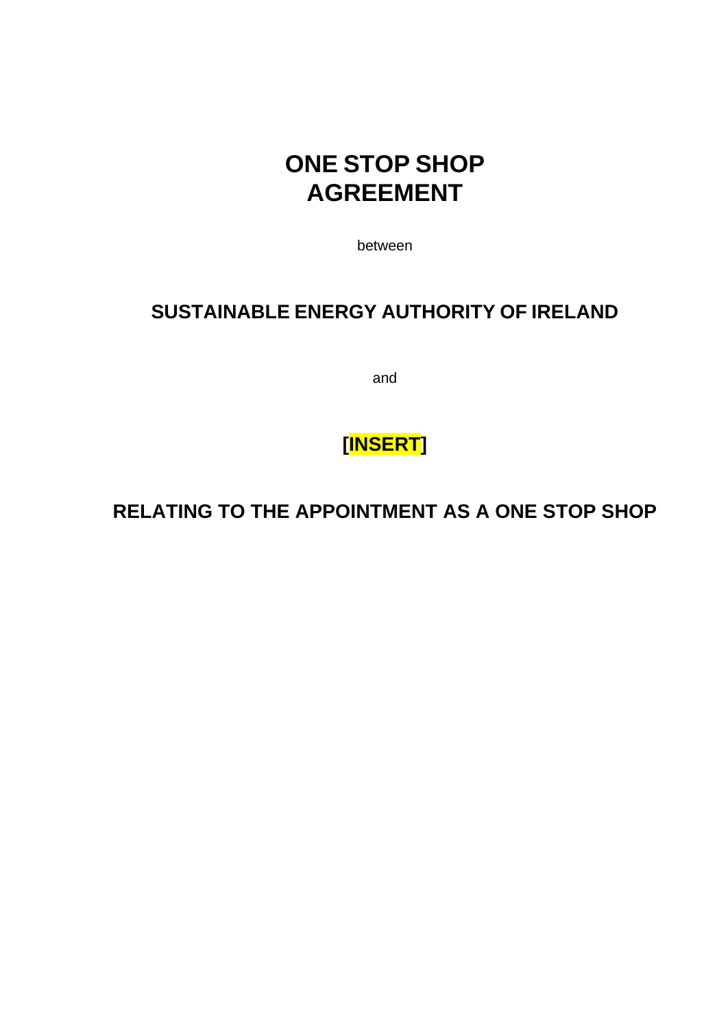# ONE STOP SHOP AGREEMENT

between

## SUSTAINABLE ENERGY AUTHORITY OF IRELAND

and

## [INSERT]

## RELATING TO THE APPOINTMENT AS A ONE STOP SHOP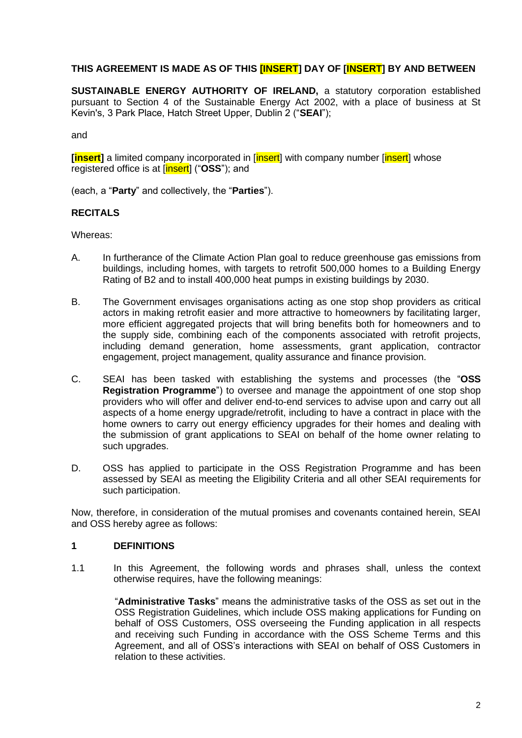**THIS AGREEMENT IS MADE AS OF THIS [INSERT] DAY OF [INSERT] BY AND BETWEEN**

**SUSTAINABLE ENERGY AUTHORITY OF IRELAND,** a statutory corporation established pursuant to Section 4 of the Sustainable Energy Act 2002, with a place of business at St Kevin's, 3 Park Place, Hatch Street Upper, Dublin 2 ("**SEAI**");

and

**[insert]** a limited company incorporated in [insert] with company number [insert] whose registered office is at [insert] ("**OSS**"); and

(each, a "**Party**" and collectively, the "**Parties**").

## RECITALS

Whereas:

A. In furtherance of the Climate Action Plan goal to reduce greenhouse gas emissions from buildings, including homes, with targets to retrofit 500,000 homes to a Building Energy Rating of B2 and to install 400,000 heat pumps in existing buildings by 2030.

B. The Government envisages organisations acting as one stop shop providers as critical actors in making retrofit easier and more attractive to homeowners by facilitating larger, more efficient aggregated projects that will bring benefits both for homeowners and to the supply side, combining each of the components associated with retrofit projects, including demand generation, home assessments, grant application, contractor engagement, project management, quality assurance and finance provision.

C. SEAI has been tasked with establishing the systems and processes (the "**OSS Registration Programme**") to oversee and manage the appointment of one stop shop providers who will offer and deliver end-to-end services to advise upon and carry out all aspects of a home energy upgrade/retrofit, including to have a contract in place with the home owners to carry out energy efficiency upgrades for their homes and dealing with the submission of grant applications to SEAI on behalf of the home owner relating to such upgrades.

D. OSS has applied to participate in the OSS Registration Programme and has been assessed by SEAI as meeting the Eligibility Criteria and all other SEAI requirements for such participation.

Now, therefore, in consideration of the mutual promises and covenants contained herein, SEAI and OSS hereby agree as follows:

## 1 DEFINITIONS

1.1 In this Agreement, the following words and phrases shall, unless the context otherwise requires, have the following meanings:

"**Administrative Tasks**" means the administrative tasks of the OSS as set out in the OSS Registration Guidelines, which include OSS making applications for Funding on behalf of OSS Customers, OSS overseeing the Funding application in all respects and receiving such Funding in accordance with the OSS Scheme Terms and this Agreement, and all of OSS's interactions with SEAI on behalf of OSS Customers in relation to these activities.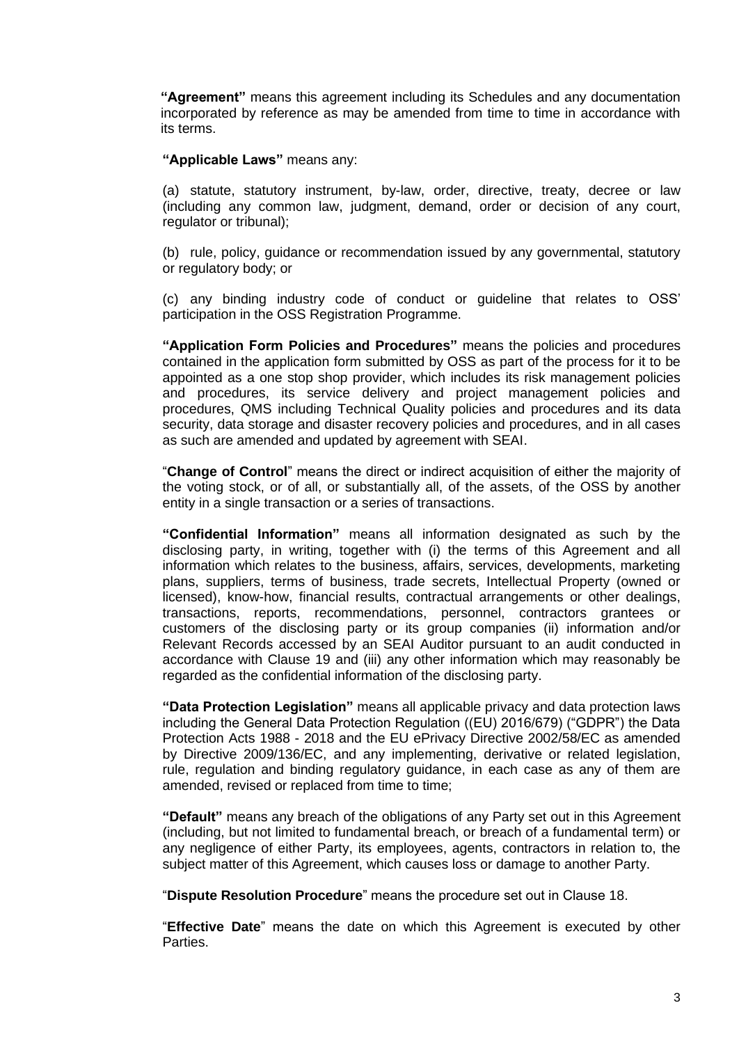**"Agreement"** means this agreement including its Schedules and any documentation incorporated by reference as may be amended from time to time in accordance with its terms.

**"Applicable Laws"** means any:

(a) statute, statutory instrument, by-law, order, directive, treaty, decree or law (including any common law, judgment, demand, order or decision of any court, regulator or tribunal);

(b) rule, policy, guidance or recommendation issued by any governmental, statutory or regulatory body; or

(c) any binding industry code of conduct or guideline that relates to OSS' participation in the OSS Registration Programme.

**"Application Form Policies and Procedures"** means the policies and procedures contained in the application form submitted by OSS as part of the process for it to be appointed as a one stop shop provider, which includes its risk management policies and procedures, its service delivery and project management policies and procedures, QMS including Technical Quality policies and procedures and its data security, data storage and disaster recovery policies and procedures, and in all cases as such are amended and updated by agreement with SEAI.

"**Change of Control**" means the direct or indirect acquisition of either the majority of the voting stock, or of all, or substantially all, of the assets, of the OSS by another entity in a single transaction or a series of transactions.

**"Confidential Information"** means all information designated as such by the disclosing party, in writing, together with (i) the terms of this Agreement and all information which relates to the business, affairs, services, developments, marketing plans, suppliers, terms of business, trade secrets, Intellectual Property (owned or licensed), know-how, financial results, contractual arrangements or other dealings, transactions, reports, recommendations, personnel, contractors grantees or customers of the disclosing party or its group companies (ii) information and/or Relevant Records accessed by an SEAI Auditor pursuant to an audit conducted in accordance with Clause 19 and (iii) any other information which may reasonably be regarded as the confidential information of the disclosing party.

**"Data Protection Legislation"** means all applicable privacy and data protection laws including the General Data Protection Regulation ((EU) 2016/679) ("GDPR") the Data Protection Acts 1988 - 2018 and the EU ePrivacy Directive 2002/58/EC as amended by Directive 2009/136/EC, and any implementing, derivative or related legislation, rule, regulation and binding regulatory guidance, in each case as any of them are amended, revised or replaced from time to time;

**"Default"** means any breach of the obligations of any Party set out in this Agreement (including, but not limited to fundamental breach, or breach of a fundamental term) or any negligence of either Party, its employees, agents, contractors in relation to, the subject matter of this Agreement, which causes loss or damage to another Party.

"**Dispute Resolution Procedure**" means the procedure set out in Clause 18.

"**Effective Date**" means the date on which this Agreement is executed by other Parties.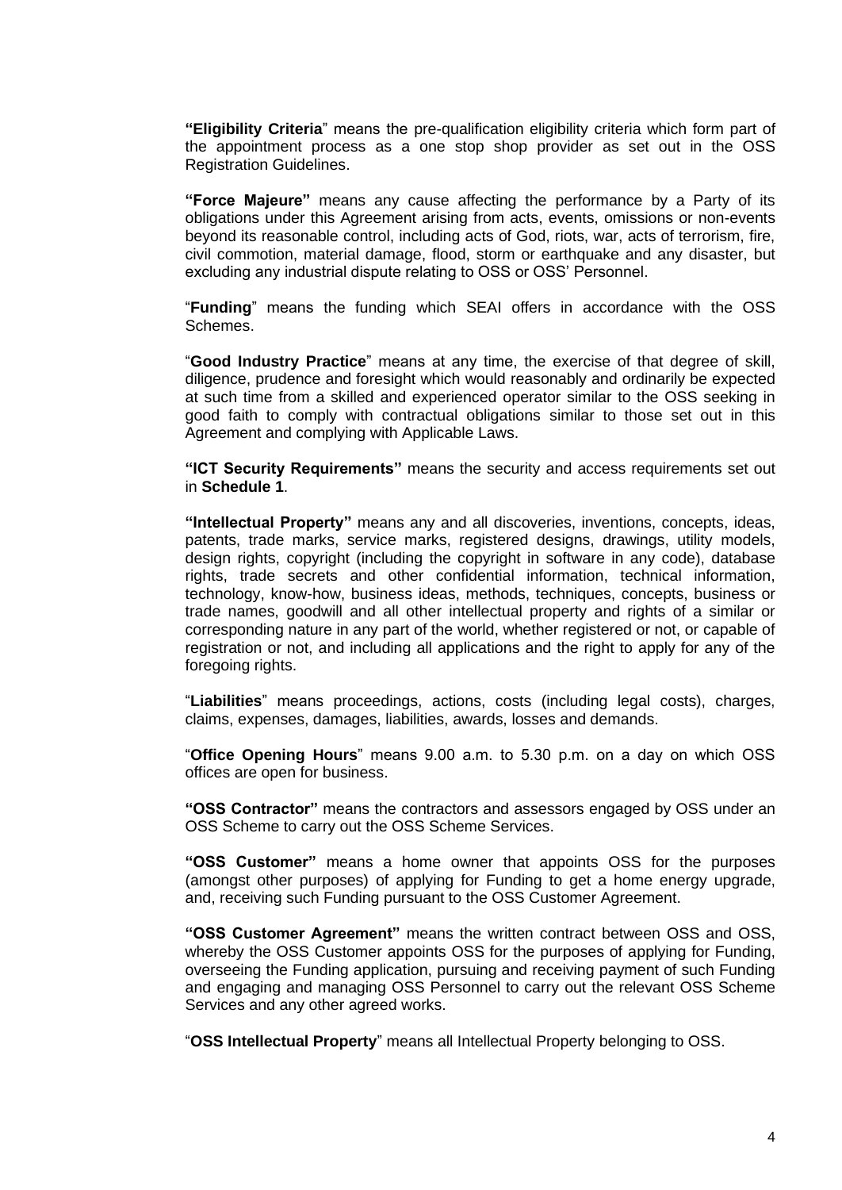**"Eligibility Criteria**" means the pre-qualification eligibility criteria which form part of the appointment process as a one stop shop provider as set out in the OSS Registration Guidelines.

**"Force Majeure"** means any cause affecting the performance by a Party of its obligations under this Agreement arising from acts, events, omissions or non-events beyond its reasonable control, including acts of God, riots, war, acts of terrorism, fire, civil commotion, material damage, flood, storm or earthquake and any disaster, but excluding any industrial dispute relating to OSS or OSS' Personnel.

"**Funding**" means the funding which SEAI offers in accordance with the OSS Schemes.

"**Good Industry Practice**" means at any time, the exercise of that degree of skill, diligence, prudence and foresight which would reasonably and ordinarily be expected at such time from a skilled and experienced operator similar to the OSS seeking in good faith to comply with contractual obligations similar to those set out in this Agreement and complying with Applicable Laws.

**"ICT Security Requirements"** means the security and access requirements set out in **Schedule 1**.

**"Intellectual Property"** means any and all discoveries, inventions, concepts, ideas, patents, trade marks, service marks, registered designs, drawings, utility models, design rights, copyright (including the copyright in software in any code), database rights, trade secrets and other confidential information, technical information, technology, know-how, business ideas, methods, techniques, concepts, business or trade names, goodwill and all other intellectual property and rights of a similar or corresponding nature in any part of the world, whether registered or not, or capable of registration or not, and including all applications and the right to apply for any of the foregoing rights.

"**Liabilities**" means proceedings, actions, costs (including legal costs), charges, claims, expenses, damages, liabilities, awards, losses and demands.

"**Office Opening Hours**" means 9.00 a.m. to 5.30 p.m. on a day on which OSS offices are open for business.

**"OSS Contractor"** means the contractors and assessors engaged by OSS under an OSS Scheme to carry out the OSS Scheme Services.

**"OSS Customer"** means a home owner that appoints OSS for the purposes (amongst other purposes) of applying for Funding to get a home energy upgrade, and, receiving such Funding pursuant to the OSS Customer Agreement.

**"OSS Customer Agreement"** means the written contract between OSS and OSS, whereby the OSS Customer appoints OSS for the purposes of applying for Funding, overseeing the Funding application, pursuing and receiving payment of such Funding and engaging and managing OSS Personnel to carry out the relevant OSS Scheme Services and any other agreed works.

"**OSS Intellectual Property**" means all Intellectual Property belonging to OSS.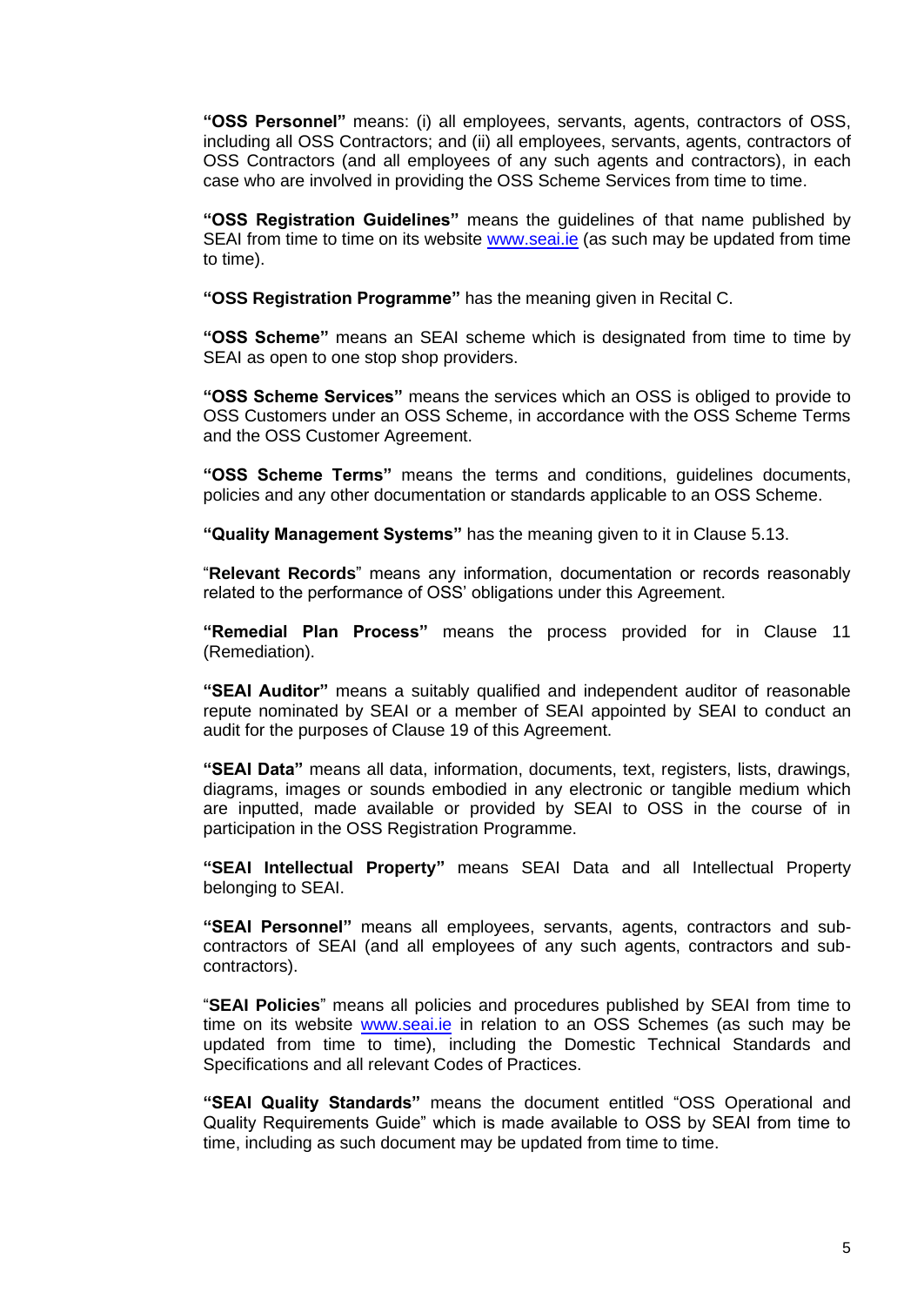**"OSS Personnel"** means: (i) all employees, servants, agents, contractors of OSS, including all OSS Contractors; and (ii) all employees, servants, agents, contractors of OSS Contractors (and all employees of any such agents and contractors), in each case who are involved in providing the OSS Scheme Services from time to time.

**"OSS Registration Guidelines"** means the guidelines of that name published by SEAI from time to time on its website www.seai.ie (as such may be updated from time to time).

**"OSS Registration Programme"** has the meaning given in Recital C.

**"OSS Scheme"** means an SEAI scheme which is designated from time to time by SEAI as open to one stop shop providers.

**"OSS Scheme Services"** means the services which an OSS is obliged to provide to OSS Customers under an OSS Scheme, in accordance with the OSS Scheme Terms and the OSS Customer Agreement.

**"OSS Scheme Terms"** means the terms and conditions, guidelines documents, policies and any other documentation or standards applicable to an OSS Scheme.

**"Quality Management Systems"** has the meaning given to it in Clause 5.13.

"**Relevant Records**" means any information, documentation or records reasonably related to the performance of OSS' obligations under this Agreement.

**"Remedial Plan Process"** means the process provided for in Clause 11 (Remediation).

**"SEAI Auditor"** means a suitably qualified and independent auditor of reasonable repute nominated by SEAI or a member of SEAI appointed by SEAI to conduct an audit for the purposes of Clause 19 of this Agreement.

**"SEAI Data"** means all data, information, documents, text, registers, lists, drawings, diagrams, images or sounds embodied in any electronic or tangible medium which are inputted, made available or provided by SEAI to OSS in the course of in participation in the OSS Registration Programme.

**"SEAI Intellectual Property"** means SEAI Data and all Intellectual Property belonging to SEAI.

**"SEAI Personnel"** means all employees, servants, agents, contractors and sub-contractors of SEAI (and all employees of any such agents, contractors and sub-contractors).

"**SEAI Policies**" means all policies and procedures published by SEAI from time to time on its website www.seai.ie in relation to an OSS Schemes (as such may be updated from time to time), including the Domestic Technical Standards and Specifications and all relevant Codes of Practices.

**"SEAI Quality Standards"** means the document entitled "OSS Operational and Quality Requirements Guide" which is made available to OSS by SEAI from time to time, including as such document may be updated from time to time.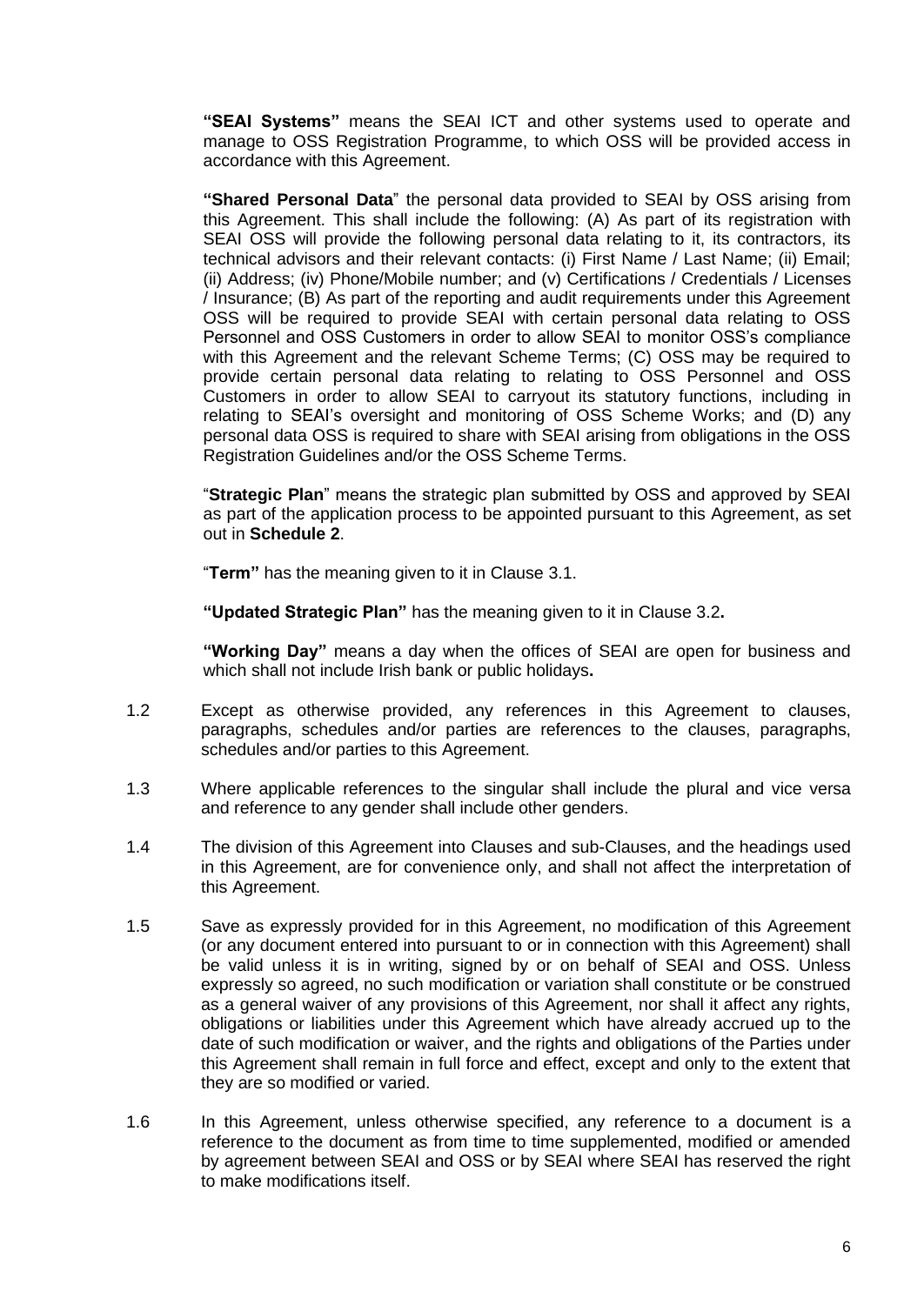**"SEAI Systems"** means the SEAI ICT and other systems used to operate and manage to OSS Registration Programme, to which OSS will be provided access in accordance with this Agreement.

**"Shared Personal Data**" the personal data provided to SEAI by OSS arising from this Agreement. This shall include the following: (A) As part of its registration with SEAI OSS will provide the following personal data relating to it, its contractors, its technical advisors and their relevant contacts: (i) First Name / Last Name; (ii) Email; (ii) Address; (iv) Phone/Mobile number; and (v) Certifications / Credentials / Licenses / Insurance; (B) As part of the reporting and audit requirements under this Agreement OSS will be required to provide SEAI with certain personal data relating to OSS Personnel and OSS Customers in order to allow SEAI to monitor OSS's compliance with this Agreement and the relevant Scheme Terms; (C) OSS may be required to provide certain personal data relating to relating to OSS Personnel and OSS Customers in order to allow SEAI to carryout its statutory functions, including in relating to SEAI's oversight and monitoring of OSS Scheme Works; and (D) any personal data OSS is required to share with SEAI arising from obligations in the OSS Registration Guidelines and/or the OSS Scheme Terms.

"**Strategic Plan**" means the strategic plan submitted by OSS and approved by SEAI as part of the application process to be appointed pursuant to this Agreement, as set out in **Schedule 2**.

"**Term"** has the meaning given to it in Clause 3.1.

**"Updated Strategic Plan"** has the meaning given to it in Clause 3.2**.**

**"Working Day"** means a day when the offices of SEAI are open for business and which shall not include Irish bank or public holidays**.**

1.2 Except as otherwise provided, any references in this Agreement to clauses, paragraphs, schedules and/or parties are references to the clauses, paragraphs, schedules and/or parties to this Agreement.

1.3 Where applicable references to the singular shall include the plural and vice versa and reference to any gender shall include other genders.

1.4 The division of this Agreement into Clauses and sub-Clauses, and the headings used in this Agreement, are for convenience only, and shall not affect the interpretation of this Agreement.

1.5 Save as expressly provided for in this Agreement, no modification of this Agreement (or any document entered into pursuant to or in connection with this Agreement) shall be valid unless it is in writing, signed by or on behalf of SEAI and OSS. Unless expressly so agreed, no such modification or variation shall constitute or be construed as a general waiver of any provisions of this Agreement, nor shall it affect any rights, obligations or liabilities under this Agreement which have already accrued up to the date of such modification or waiver, and the rights and obligations of the Parties under this Agreement shall remain in full force and effect, except and only to the extent that they are so modified or varied.

1.6 In this Agreement, unless otherwise specified, any reference to a document is a reference to the document as from time to time supplemented, modified or amended by agreement between SEAI and OSS or by SEAI where SEAI has reserved the right to make modifications itself.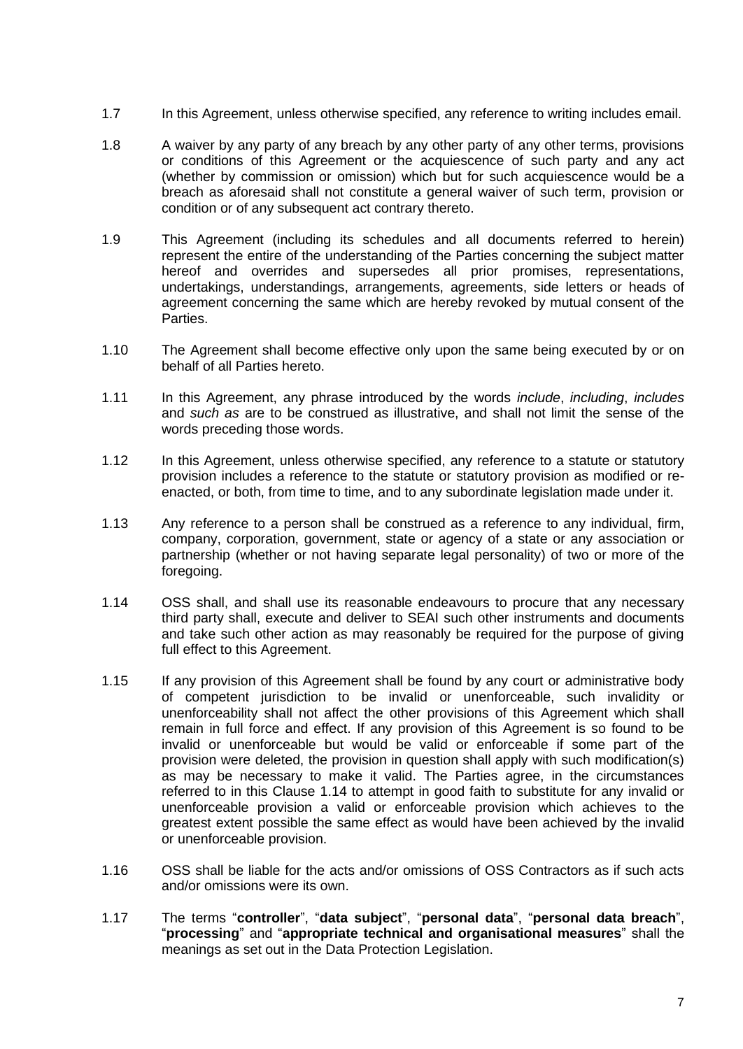1.7 In this Agreement, unless otherwise specified, any reference to writing includes email.

1.8 A waiver by any party of any breach by any other party of any other terms, provisions or conditions of this Agreement or the acquiescence of such party and any act (whether by commission or omission) which but for such acquiescence would be a breach as aforesaid shall not constitute a general waiver of such term, provision or condition or of any subsequent act contrary thereto.

1.9 This Agreement (including its schedules and all documents referred to herein) represent the entire of the understanding of the Parties concerning the subject matter hereof and overrides and supersedes all prior promises, representations, undertakings, understandings, arrangements, agreements, side letters or heads of agreement concerning the same which are hereby revoked by mutual consent of the Parties.

1.10 The Agreement shall become effective only upon the same being executed by or on behalf of all Parties hereto.

1.11 In this Agreement, any phrase introduced by the words *include*, *including*, *includes* and *such as* are to be construed as illustrative, and shall not limit the sense of the words preceding those words.

1.12 In this Agreement, unless otherwise specified, any reference to a statute or statutory provision includes a reference to the statute or statutory provision as modified or re-enacted, or both, from time to time, and to any subordinate legislation made under it.

1.13 Any reference to a person shall be construed as a reference to any individual, firm, company, corporation, government, state or agency of a state or any association or partnership (whether or not having separate legal personality) of two or more of the foregoing.

1.14 OSS shall, and shall use its reasonable endeavours to procure that any necessary third party shall, execute and deliver to SEAI such other instruments and documents and take such other action as may reasonably be required for the purpose of giving full effect to this Agreement.

1.15 If any provision of this Agreement shall be found by any court or administrative body of competent jurisdiction to be invalid or unenforceable, such invalidity or unenforceability shall not affect the other provisions of this Agreement which shall remain in full force and effect. If any provision of this Agreement is so found to be invalid or unenforceable but would be valid or enforceable if some part of the provision were deleted, the provision in question shall apply with such modification(s) as may be necessary to make it valid. The Parties agree, in the circumstances referred to in this Clause 1.14 to attempt in good faith to substitute for any invalid or unenforceable provision a valid or enforceable provision which achieves to the greatest extent possible the same effect as would have been achieved by the invalid or unenforceable provision.

1.16 OSS shall be liable for the acts and/or omissions of OSS Contractors as if such acts and/or omissions were its own.

1.17 The terms "**controller**", "**data subject**", "**personal data**", "**personal data breach**", "**processing**" and "**appropriate technical and organisational measures**" shall the meanings as set out in the Data Protection Legislation.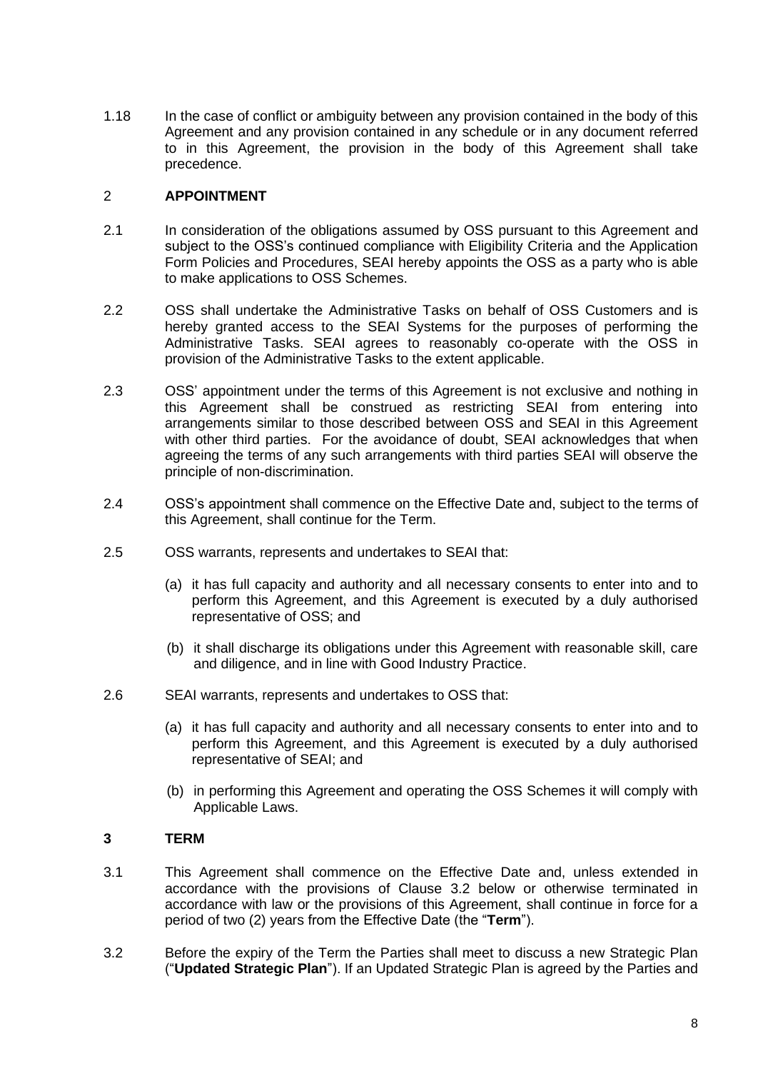1.18 In the case of conflict or ambiguity between any provision contained in the body of this Agreement and any provision contained in any schedule or in any document referred to in this Agreement, the provision in the body of this Agreement shall take precedence.

## 2 APPOINTMENT

2.1 In consideration of the obligations assumed by OSS pursuant to this Agreement and subject to the OSS's continued compliance with Eligibility Criteria and the Application Form Policies and Procedures, SEAI hereby appoints the OSS as a party who is able to make applications to OSS Schemes.

2.2 OSS shall undertake the Administrative Tasks on behalf of OSS Customers and is hereby granted access to the SEAI Systems for the purposes of performing the Administrative Tasks. SEAI agrees to reasonably co-operate with the OSS in provision of the Administrative Tasks to the extent applicable.

2.3 OSS' appointment under the terms of this Agreement is not exclusive and nothing in this Agreement shall be construed as restricting SEAI from entering into arrangements similar to those described between OSS and SEAI in this Agreement with other third parties. For the avoidance of doubt, SEAI acknowledges that when agreeing the terms of any such arrangements with third parties SEAI will observe the principle of non-discrimination.

2.4 OSS's appointment shall commence on the Effective Date and, subject to the terms of this Agreement, shall continue for the Term.

2.5 OSS warrants, represents and undertakes to SEAI that:

(a) it has full capacity and authority and all necessary consents to enter into and to perform this Agreement, and this Agreement is executed by a duly authorised representative of OSS; and

(b) it shall discharge its obligations under this Agreement with reasonable skill, care and diligence, and in line with Good Industry Practice.

2.6 SEAI warrants, represents and undertakes to OSS that:

(a) it has full capacity and authority and all necessary consents to enter into and to perform this Agreement, and this Agreement is executed by a duly authorised representative of SEAI; and

(b) in performing this Agreement and operating the OSS Schemes it will comply with Applicable Laws.

## 3 TERM

3.1 This Agreement shall commence on the Effective Date and, unless extended in accordance with the provisions of Clause 3.2 below or otherwise terminated in accordance with law or the provisions of this Agreement, shall continue in force for a period of two (2) years from the Effective Date (the "**Term**").

3.2 Before the expiry of the Term the Parties shall meet to discuss a new Strategic Plan ("**Updated Strategic Plan**"). If an Updated Strategic Plan is agreed by the Parties and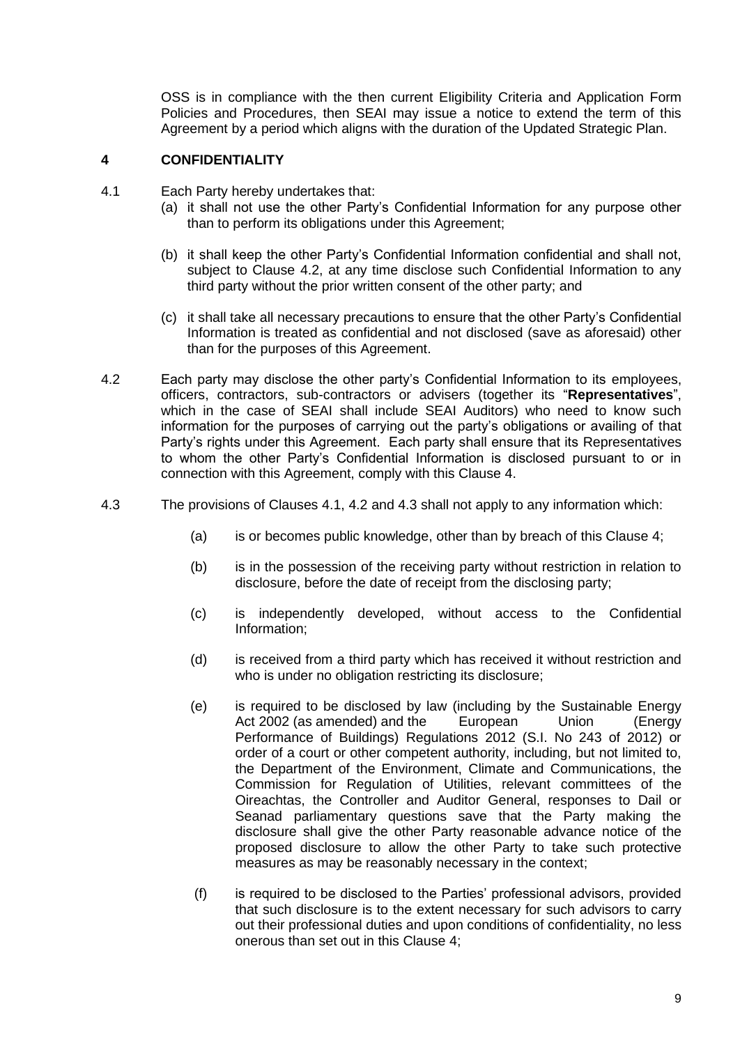OSS is in compliance with the then current Eligibility Criteria and Application Form Policies and Procedures, then SEAI may issue a notice to extend the term of this Agreement by a period which aligns with the duration of the Updated Strategic Plan.

## 4 CONFIDENTIALITY

4.1 Each Party hereby undertakes that:

(a) it shall not use the other Party's Confidential Information for any purpose other than to perform its obligations under this Agreement;

(b) it shall keep the other Party's Confidential Information confidential and shall not, subject to Clause 4.2, at any time disclose such Confidential Information to any third party without the prior written consent of the other party; and

(c) it shall take all necessary precautions to ensure that the other Party's Confidential Information is treated as confidential and not disclosed (save as aforesaid) other than for the purposes of this Agreement.

4.2 Each party may disclose the other party's Confidential Information to its employees, officers, contractors, sub-contractors or advisers (together its "**Representatives**", which in the case of SEAI shall include SEAI Auditors) who need to know such information for the purposes of carrying out the party's obligations or availing of that Party's rights under this Agreement. Each party shall ensure that its Representatives to whom the other Party's Confidential Information is disclosed pursuant to or in connection with this Agreement, comply with this Clause 4.

4.3 The provisions of Clauses 4.1, 4.2 and 4.3 shall not apply to any information which:

(a) is or becomes public knowledge, other than by breach of this Clause 4;

(b) is in the possession of the receiving party without restriction in relation to disclosure, before the date of receipt from the disclosing party;

(c) is independently developed, without access to the Confidential Information;

(d) is received from a third party which has received it without restriction and who is under no obligation restricting its disclosure;

(e) is required to be disclosed by law (including by the Sustainable Energy Act 2002 (as amended) and the European Union (Energy Performance of Buildings) Regulations 2012 (S.I. No 243 of 2012) or order of a court or other competent authority, including, but not limited to, the Department of the Environment, Climate and Communications, the Commission for Regulation of Utilities, relevant committees of the Oireachtas, the Controller and Auditor General, responses to Dail or Seanad parliamentary questions save that the Party making the disclosure shall give the other Party reasonable advance notice of the proposed disclosure to allow the other Party to take such protective measures as may be reasonably necessary in the context;

(f) is required to be disclosed to the Parties' professional advisors, provided that such disclosure is to the extent necessary for such advisors to carry out their professional duties and upon conditions of confidentiality, no less onerous than set out in this Clause 4;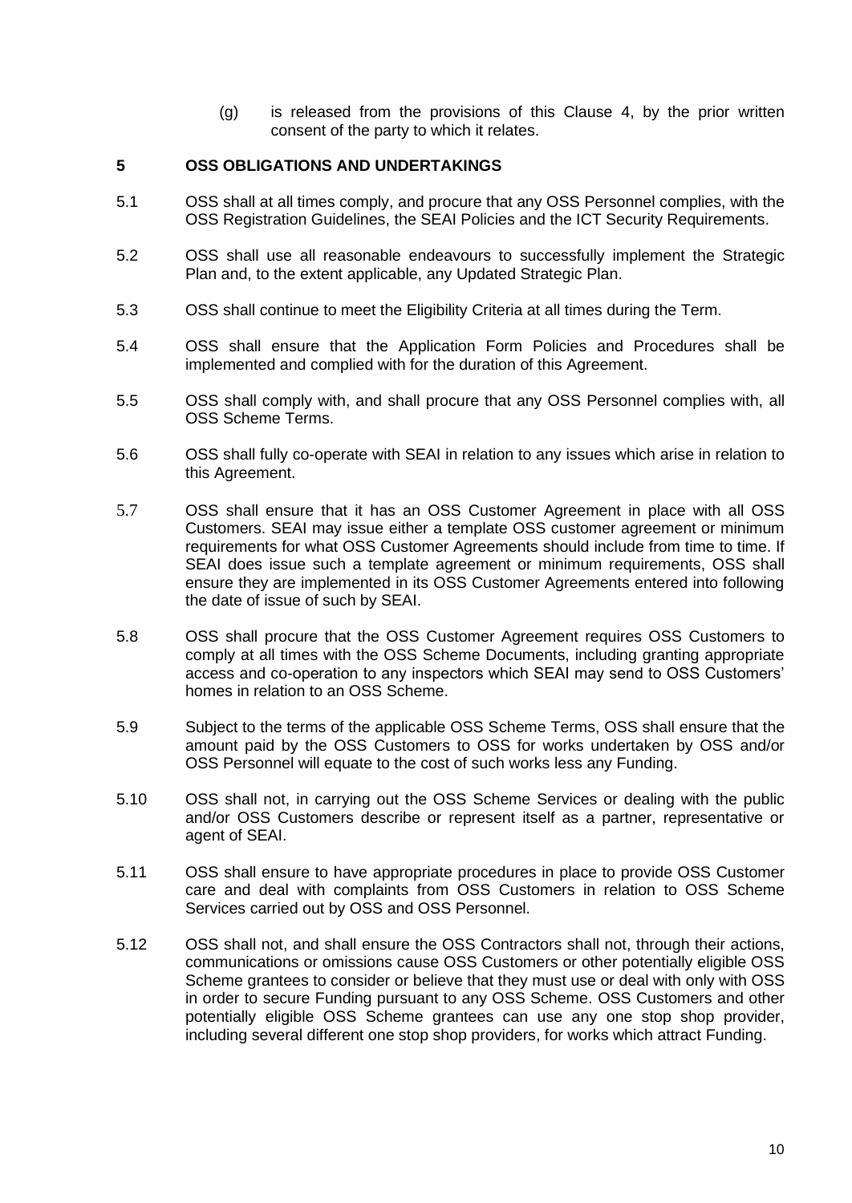(g) is released from the provisions of this Clause 4, by the prior written consent of the party to which it relates.

## 5 OSS OBLIGATIONS AND UNDERTAKINGS

5.1 OSS shall at all times comply, and procure that any OSS Personnel complies, with the OSS Registration Guidelines, the SEAI Policies and the ICT Security Requirements.

5.2 OSS shall use all reasonable endeavours to successfully implement the Strategic Plan and, to the extent applicable, any Updated Strategic Plan.

5.3 OSS shall continue to meet the Eligibility Criteria at all times during the Term.

5.4 OSS shall ensure that the Application Form Policies and Procedures shall be implemented and complied with for the duration of this Agreement.

5.5 OSS shall comply with, and shall procure that any OSS Personnel complies with, all OSS Scheme Terms.

5.6 OSS shall fully co-operate with SEAI in relation to any issues which arise in relation to this Agreement.

5.7 OSS shall ensure that it has an OSS Customer Agreement in place with all OSS Customers. SEAI may issue either a template OSS customer agreement or minimum requirements for what OSS Customer Agreements should include from time to time. If SEAI does issue such a template agreement or minimum requirements, OSS shall ensure they are implemented in its OSS Customer Agreements entered into following the date of issue of such by SEAI.

5.8 OSS shall procure that the OSS Customer Agreement requires OSS Customers to comply at all times with the OSS Scheme Documents, including granting appropriate access and co-operation to any inspectors which SEAI may send to OSS Customers' homes in relation to an OSS Scheme.

5.9 Subject to the terms of the applicable OSS Scheme Terms, OSS shall ensure that the amount paid by the OSS Customers to OSS for works undertaken by OSS and/or OSS Personnel will equate to the cost of such works less any Funding.

5.10 OSS shall not, in carrying out the OSS Scheme Services or dealing with the public and/or OSS Customers describe or represent itself as a partner, representative or agent of SEAI.

5.11 OSS shall ensure to have appropriate procedures in place to provide OSS Customer care and deal with complaints from OSS Customers in relation to OSS Scheme Services carried out by OSS and OSS Personnel.

5.12 OSS shall not, and shall ensure the OSS Contractors shall not, through their actions, communications or omissions cause OSS Customers or other potentially eligible OSS Scheme grantees to consider or believe that they must use or deal with only with OSS in order to secure Funding pursuant to any OSS Scheme. OSS Customers and other potentially eligible OSS Scheme grantees can use any one stop shop provider, including several different one stop shop providers, for works which attract Funding.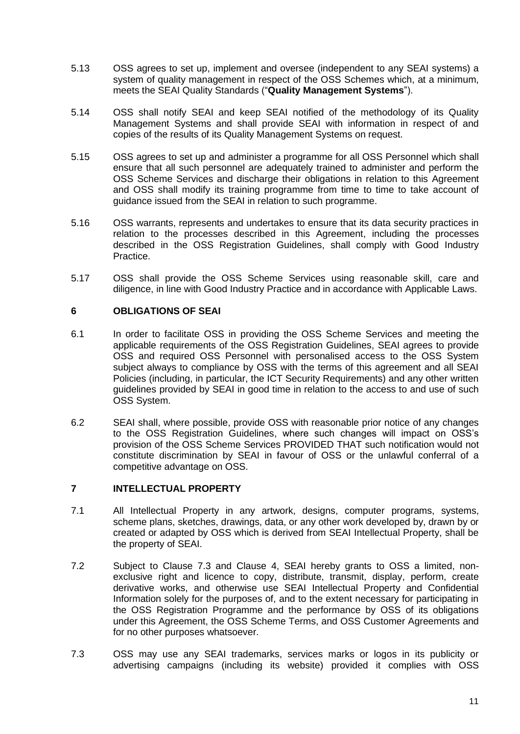5.13 OSS agrees to set up, implement and oversee (independent to any SEAI systems) a system of quality management in respect of the OSS Schemes which, at a minimum, meets the SEAI Quality Standards ("**Quality Management Systems**").

5.14 OSS shall notify SEAI and keep SEAI notified of the methodology of its Quality Management Systems and shall provide SEAI with information in respect of and copies of the results of its Quality Management Systems on request.

5.15 OSS agrees to set up and administer a programme for all OSS Personnel which shall ensure that all such personnel are adequately trained to administer and perform the OSS Scheme Services and discharge their obligations in relation to this Agreement and OSS shall modify its training programme from time to time to take account of guidance issued from the SEAI in relation to such programme.

5.16 OSS warrants, represents and undertakes to ensure that its data security practices in relation to the processes described in this Agreement, including the processes described in the OSS Registration Guidelines, shall comply with Good Industry Practice.

5.17 OSS shall provide the OSS Scheme Services using reasonable skill, care and diligence, in line with Good Industry Practice and in accordance with Applicable Laws.

## 6 OBLIGATIONS OF SEAI

6.1 In order to facilitate OSS in providing the OSS Scheme Services and meeting the applicable requirements of the OSS Registration Guidelines, SEAI agrees to provide OSS and required OSS Personnel with personalised access to the OSS System subject always to compliance by OSS with the terms of this agreement and all SEAI Policies (including, in particular, the ICT Security Requirements) and any other written guidelines provided by SEAI in good time in relation to the access to and use of such OSS System.

6.2 SEAI shall, where possible, provide OSS with reasonable prior notice of any changes to the OSS Registration Guidelines, where such changes will impact on OSS's provision of the OSS Scheme Services PROVIDED THAT such notification would not constitute discrimination by SEAI in favour of OSS or the unlawful conferral of a competitive advantage on OSS.

## 7 INTELLECTUAL PROPERTY

7.1 All Intellectual Property in any artwork, designs, computer programs, systems, scheme plans, sketches, drawings, data, or any other work developed by, drawn by or created or adapted by OSS which is derived from SEAI Intellectual Property, shall be the property of SEAI.

7.2 Subject to Clause 7.3 and Clause 4, SEAI hereby grants to OSS a limited, non-exclusive right and licence to copy, distribute, transmit, display, perform, create derivative works, and otherwise use SEAI Intellectual Property and Confidential Information solely for the purposes of, and to the extent necessary for participating in the OSS Registration Programme and the performance by OSS of its obligations under this Agreement, the OSS Scheme Terms, and OSS Customer Agreements and for no other purposes whatsoever.

7.3 OSS may use any SEAI trademarks, services marks or logos in its publicity or advertising campaigns (including its website) provided it complies with OSS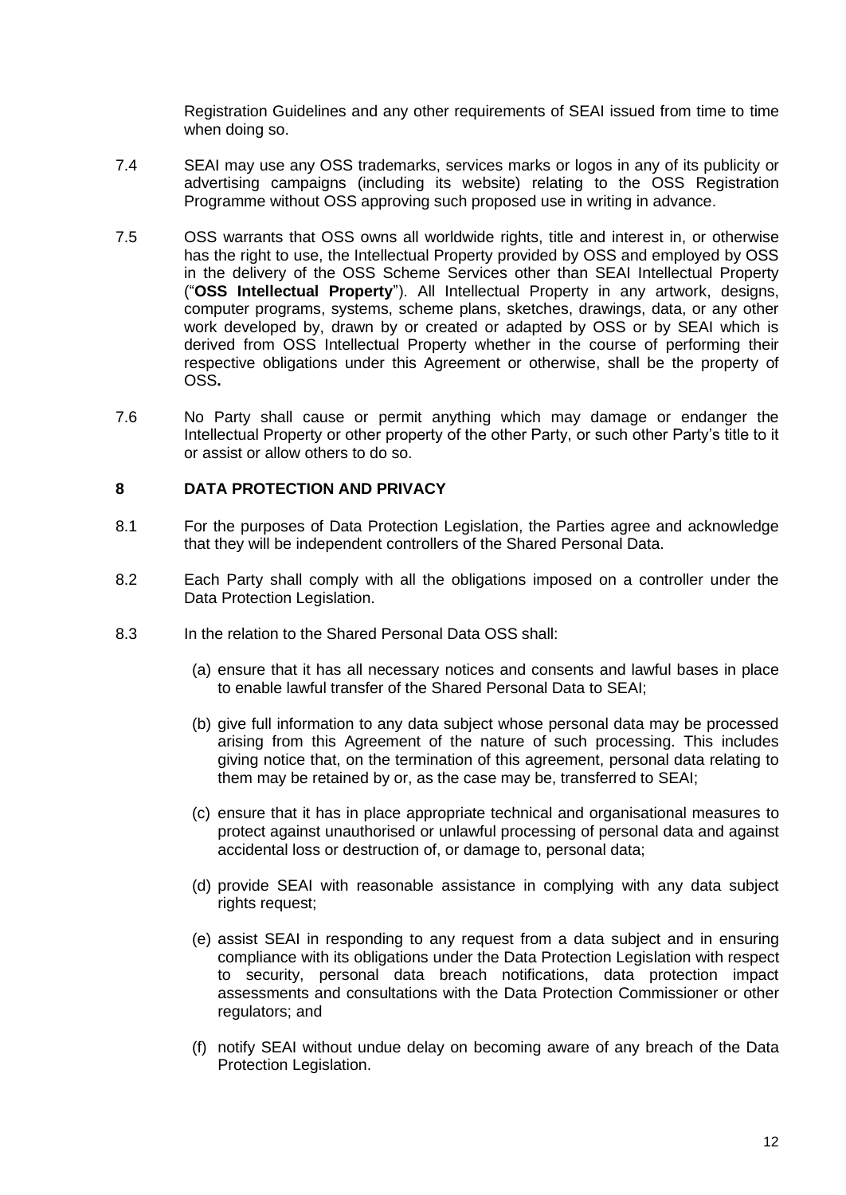Registration Guidelines and any other requirements of SEAI issued from time to time when doing so.

7.4 SEAI may use any OSS trademarks, services marks or logos in any of its publicity or advertising campaigns (including its website) relating to the OSS Registration Programme without OSS approving such proposed use in writing in advance.

7.5 OSS warrants that OSS owns all worldwide rights, title and interest in, or otherwise has the right to use, the Intellectual Property provided by OSS and employed by OSS in the delivery of the OSS Scheme Services other than SEAI Intellectual Property ("**OSS Intellectual Property**"). All Intellectual Property in any artwork, designs, computer programs, systems, scheme plans, sketches, drawings, data, or any other work developed by, drawn by or created or adapted by OSS or by SEAI which is derived from OSS Intellectual Property whether in the course of performing their respective obligations under this Agreement or otherwise, shall be the property of OSS**.**

7.6 No Party shall cause or permit anything which may damage or endanger the Intellectual Property or other property of the other Party, or such other Party's title to it or assist or allow others to do so.

## 8 DATA PROTECTION AND PRIVACY

8.1 For the purposes of Data Protection Legislation, the Parties agree and acknowledge that they will be independent controllers of the Shared Personal Data.

8.2 Each Party shall comply with all the obligations imposed on a controller under the Data Protection Legislation.

8.3 In the relation to the Shared Personal Data OSS shall:

(a) ensure that it has all necessary notices and consents and lawful bases in place to enable lawful transfer of the Shared Personal Data to SEAI;

(b) give full information to any data subject whose personal data may be processed arising from this Agreement of the nature of such processing. This includes giving notice that, on the termination of this agreement, personal data relating to them may be retained by or, as the case may be, transferred to SEAI;

(c) ensure that it has in place appropriate technical and organisational measures to protect against unauthorised or unlawful processing of personal data and against accidental loss or destruction of, or damage to, personal data;

(d) provide SEAI with reasonable assistance in complying with any data subject rights request;

(e) assist SEAI in responding to any request from a data subject and in ensuring compliance with its obligations under the Data Protection Legislation with respect to security, personal data breach notifications, data protection impact assessments and consultations with the Data Protection Commissioner or other regulators; and

(f) notify SEAI without undue delay on becoming aware of any breach of the Data Protection Legislation.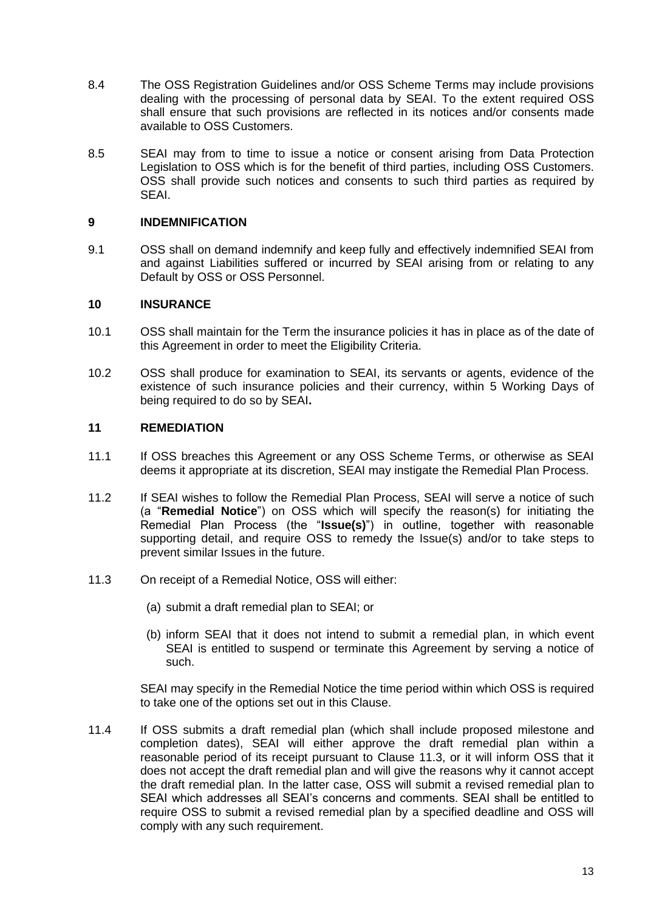8.4 The OSS Registration Guidelines and/or OSS Scheme Terms may include provisions dealing with the processing of personal data by SEAI. To the extent required OSS shall ensure that such provisions are reflected in its notices and/or consents made available to OSS Customers.

8.5 SEAI may from to time to issue a notice or consent arising from Data Protection Legislation to OSS which is for the benefit of third parties, including OSS Customers. OSS shall provide such notices and consents to such third parties as required by SEAI.

## 9 INDEMNIFICATION

9.1 OSS shall on demand indemnify and keep fully and effectively indemnified SEAI from and against Liabilities suffered or incurred by SEAI arising from or relating to any Default by OSS or OSS Personnel.

## 10 INSURANCE

10.1 OSS shall maintain for the Term the insurance policies it has in place as of the date of this Agreement in order to meet the Eligibility Criteria.

10.2 OSS shall produce for examination to SEAI, its servants or agents, evidence of the existence of such insurance policies and their currency, within 5 Working Days of being required to do so by SEAI**.**

## 11 REMEDIATION

11.1 If OSS breaches this Agreement or any OSS Scheme Terms, or otherwise as SEAI deems it appropriate at its discretion, SEAI may instigate the Remedial Plan Process.

11.2 If SEAI wishes to follow the Remedial Plan Process, SEAI will serve a notice of such (a "**Remedial Notice**") on OSS which will specify the reason(s) for initiating the Remedial Plan Process (the "**Issue(s)**") in outline, together with reasonable supporting detail, and require OSS to remedy the Issue(s) and/or to take steps to prevent similar Issues in the future.

11.3 On receipt of a Remedial Notice, OSS will either:

(a) submit a draft remedial plan to SEAI; or

(b) inform SEAI that it does not intend to submit a remedial plan, in which event SEAI is entitled to suspend or terminate this Agreement by serving a notice of such.

SEAI may specify in the Remedial Notice the time period within which OSS is required to take one of the options set out in this Clause.

11.4 If OSS submits a draft remedial plan (which shall include proposed milestone and completion dates), SEAI will either approve the draft remedial plan within a reasonable period of its receipt pursuant to Clause 11.3, or it will inform OSS that it does not accept the draft remedial plan and will give the reasons why it cannot accept the draft remedial plan. In the latter case, OSS will submit a revised remedial plan to SEAI which addresses all SEAI's concerns and comments. SEAI shall be entitled to require OSS to submit a revised remedial plan by a specified deadline and OSS will comply with any such requirement.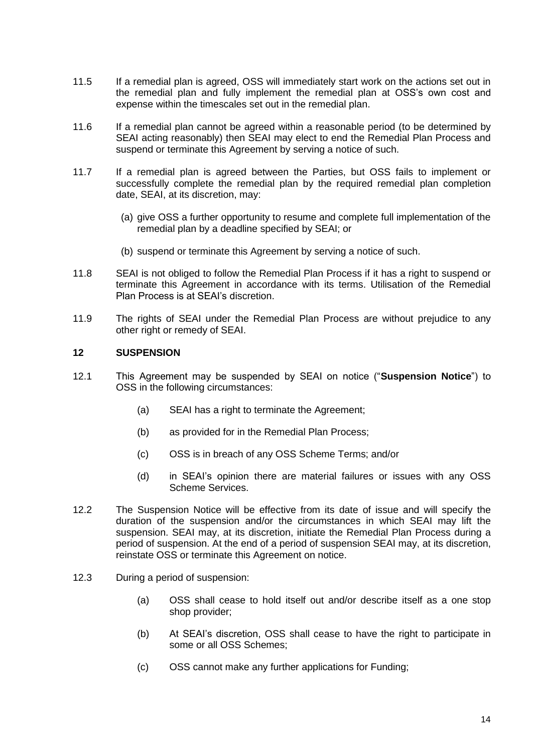11.5 If a remedial plan is agreed, OSS will immediately start work on the actions set out in the remedial plan and fully implement the remedial plan at OSS's own cost and expense within the timescales set out in the remedial plan.

11.6 If a remedial plan cannot be agreed within a reasonable period (to be determined by SEAI acting reasonably) then SEAI may elect to end the Remedial Plan Process and suspend or terminate this Agreement by serving a notice of such.

11.7 If a remedial plan is agreed between the Parties, but OSS fails to implement or successfully complete the remedial plan by the required remedial plan completion date, SEAI, at its discretion, may:

(a) give OSS a further opportunity to resume and complete full implementation of the remedial plan by a deadline specified by SEAI; or

(b) suspend or terminate this Agreement by serving a notice of such.

11.8 SEAI is not obliged to follow the Remedial Plan Process if it has a right to suspend or terminate this Agreement in accordance with its terms. Utilisation of the Remedial Plan Process is at SEAI's discretion.

11.9 The rights of SEAI under the Remedial Plan Process are without prejudice to any other right or remedy of SEAI.

## 12 SUSPENSION

12.1 This Agreement may be suspended by SEAI on notice ("**Suspension Notice**") to OSS in the following circumstances:

(a) SEAI has a right to terminate the Agreement;

(b) as provided for in the Remedial Plan Process;

(c) OSS is in breach of any OSS Scheme Terms; and/or

(d) in SEAI's opinion there are material failures or issues with any OSS Scheme Services.

12.2 The Suspension Notice will be effective from its date of issue and will specify the duration of the suspension and/or the circumstances in which SEAI may lift the suspension. SEAI may, at its discretion, initiate the Remedial Plan Process during a period of suspension. At the end of a period of suspension SEAI may, at its discretion, reinstate OSS or terminate this Agreement on notice.

12.3 During a period of suspension:

(a) OSS shall cease to hold itself out and/or describe itself as a one stop shop provider;

(b) At SEAI's discretion, OSS shall cease to have the right to participate in some or all OSS Schemes;

(c) OSS cannot make any further applications for Funding;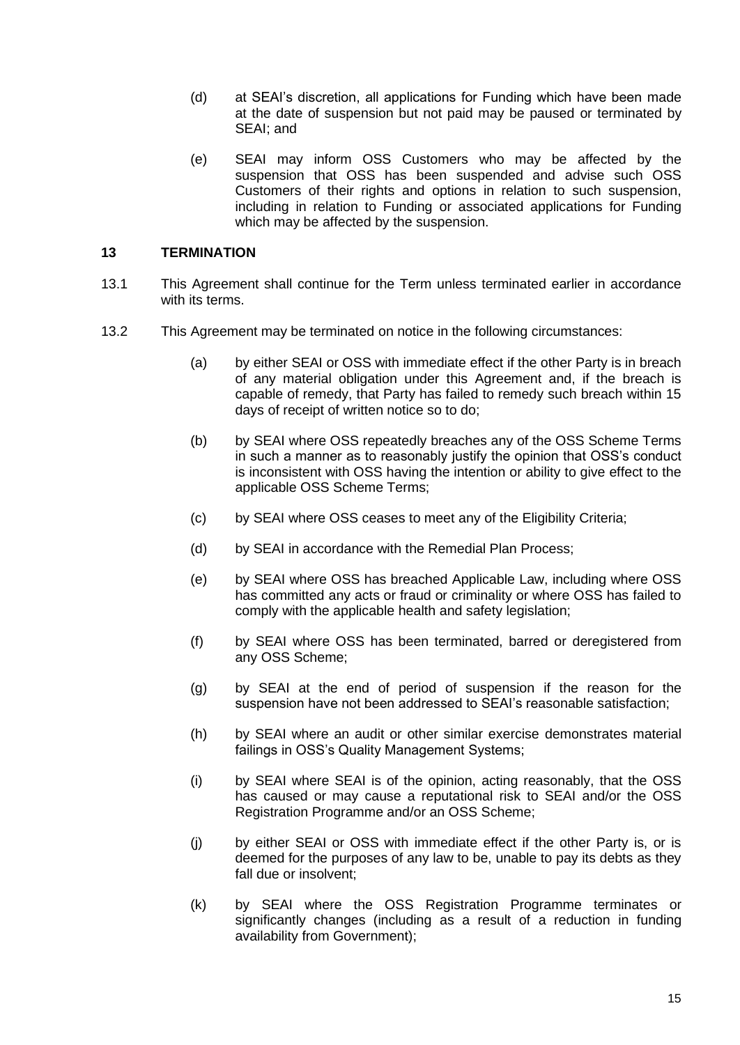(d) at SEAI's discretion, all applications for Funding which have been made at the date of suspension but not paid may be paused or terminated by SEAI; and

(e) SEAI may inform OSS Customers who may be affected by the suspension that OSS has been suspended and advise such OSS Customers of their rights and options in relation to such suspension, including in relation to Funding or associated applications for Funding which may be affected by the suspension.

## 13 TERMINATION

13.1 This Agreement shall continue for the Term unless terminated earlier in accordance with its terms.

13.2 This Agreement may be terminated on notice in the following circumstances:

(a) by either SEAI or OSS with immediate effect if the other Party is in breach of any material obligation under this Agreement and, if the breach is capable of remedy, that Party has failed to remedy such breach within 15 days of receipt of written notice so to do;

(b) by SEAI where OSS repeatedly breaches any of the OSS Scheme Terms in such a manner as to reasonably justify the opinion that OSS's conduct is inconsistent with OSS having the intention or ability to give effect to the applicable OSS Scheme Terms;

(c) by SEAI where OSS ceases to meet any of the Eligibility Criteria;

(d) by SEAI in accordance with the Remedial Plan Process;

(e) by SEAI where OSS has breached Applicable Law, including where OSS has committed any acts or fraud or criminality or where OSS has failed to comply with the applicable health and safety legislation;

(f) by SEAI where OSS has been terminated, barred or deregistered from any OSS Scheme;

(g) by SEAI at the end of period of suspension if the reason for the suspension have not been addressed to SEAI's reasonable satisfaction;

(h) by SEAI where an audit or other similar exercise demonstrates material failings in OSS's Quality Management Systems;

(i) by SEAI where SEAI is of the opinion, acting reasonably, that the OSS has caused or may cause a reputational risk to SEAI and/or the OSS Registration Programme and/or an OSS Scheme;

(j) by either SEAI or OSS with immediate effect if the other Party is, or is deemed for the purposes of any law to be, unable to pay its debts as they fall due or insolvent;

(k) by SEAI where the OSS Registration Programme terminates or significantly changes (including as a result of a reduction in funding availability from Government);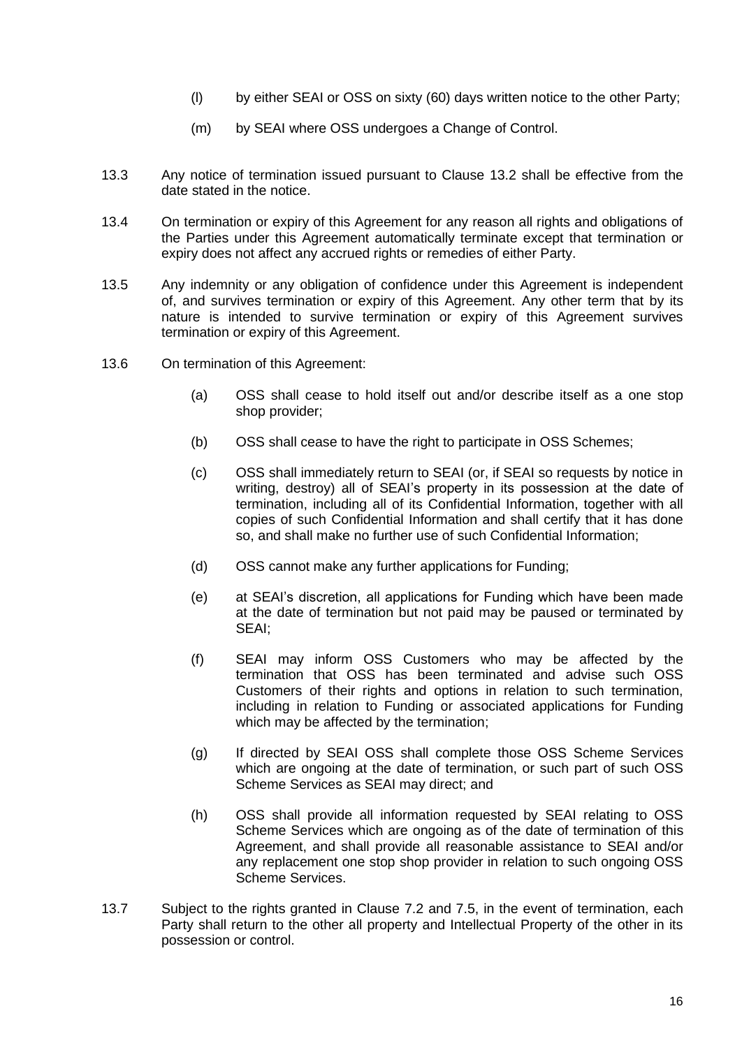(l) by either SEAI or OSS on sixty (60) days written notice to the other Party;

(m) by SEAI where OSS undergoes a Change of Control.

13.3 Any notice of termination issued pursuant to Clause 13.2 shall be effective from the date stated in the notice.

13.4 On termination or expiry of this Agreement for any reason all rights and obligations of the Parties under this Agreement automatically terminate except that termination or expiry does not affect any accrued rights or remedies of either Party.

13.5 Any indemnity or any obligation of confidence under this Agreement is independent of, and survives termination or expiry of this Agreement. Any other term that by its nature is intended to survive termination or expiry of this Agreement survives termination or expiry of this Agreement.

13.6 On termination of this Agreement:

(a) OSS shall cease to hold itself out and/or describe itself as a one stop shop provider;

(b) OSS shall cease to have the right to participate in OSS Schemes;

(c) OSS shall immediately return to SEAI (or, if SEAI so requests by notice in writing, destroy) all of SEAI's property in its possession at the date of termination, including all of its Confidential Information, together with all copies of such Confidential Information and shall certify that it has done so, and shall make no further use of such Confidential Information;

(d) OSS cannot make any further applications for Funding;

(e) at SEAI's discretion, all applications for Funding which have been made at the date of termination but not paid may be paused or terminated by SEAI;

(f) SEAI may inform OSS Customers who may be affected by the termination that OSS has been terminated and advise such OSS Customers of their rights and options in relation to such termination, including in relation to Funding or associated applications for Funding which may be affected by the termination;

(g) If directed by SEAI OSS shall complete those OSS Scheme Services which are ongoing at the date of termination, or such part of such OSS Scheme Services as SEAI may direct; and

(h) OSS shall provide all information requested by SEAI relating to OSS Scheme Services which are ongoing as of the date of termination of this Agreement, and shall provide all reasonable assistance to SEAI and/or any replacement one stop shop provider in relation to such ongoing OSS Scheme Services.

13.7 Subject to the rights granted in Clause 7.2 and 7.5, in the event of termination, each Party shall return to the other all property and Intellectual Property of the other in its possession or control.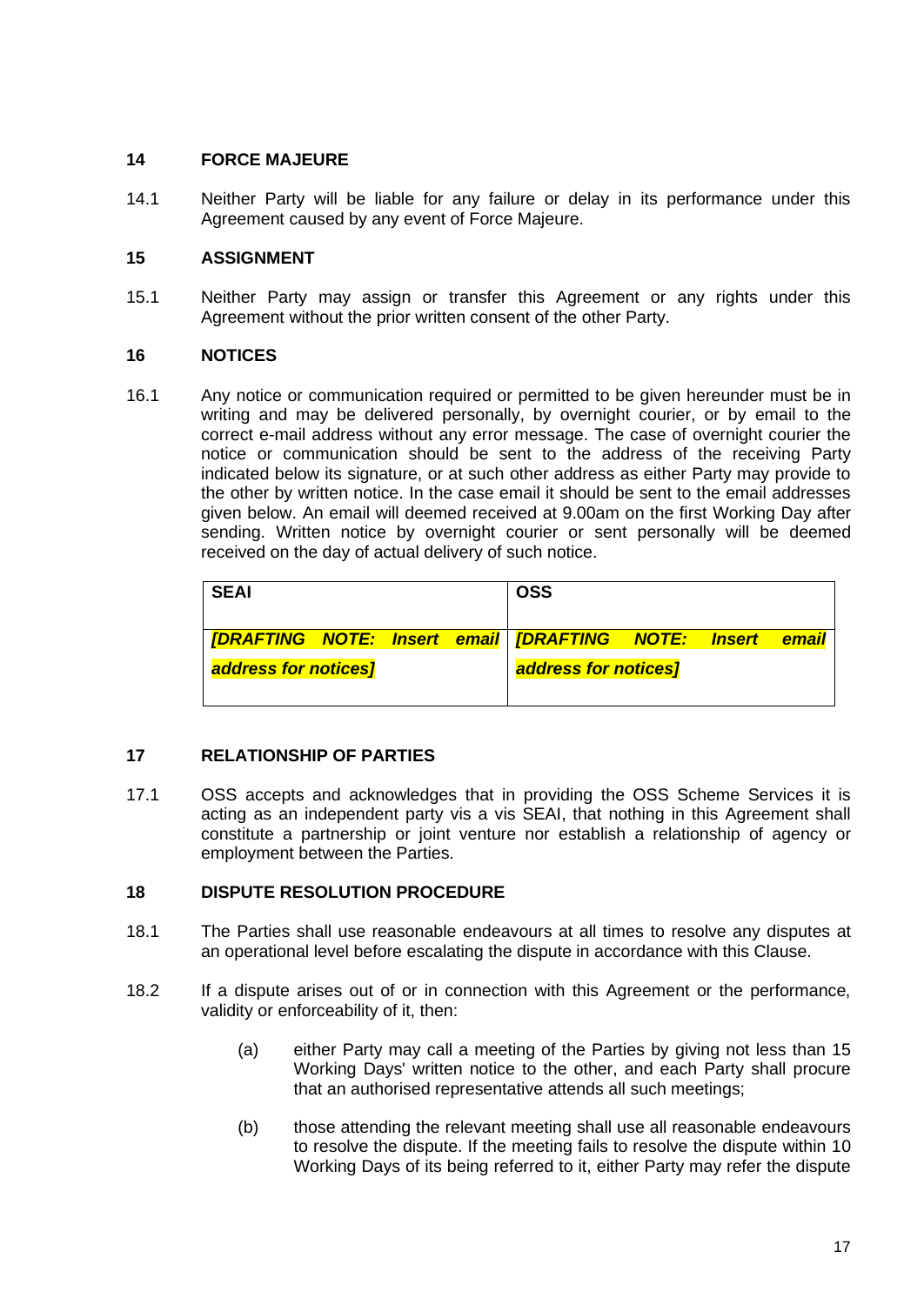## 14 FORCE MAJEURE

14.1 Neither Party will be liable for any failure or delay in its performance under this Agreement caused by any event of Force Majeure.

## 15 ASSIGNMENT

15.1 Neither Party may assign or transfer this Agreement or any rights under this Agreement without the prior written consent of the other Party.

## 16 NOTICES

16.1 Any notice or communication required or permitted to be given hereunder must be in writing and may be delivered personally, by overnight courier, or by email to the correct e-mail address without any error message. The case of overnight courier the notice or communication should be sent to the address of the receiving Party indicated below its signature, or at such other address as either Party may provide to the other by written notice. In the case email it should be sent to the email addresses given below. An email will deemed received at 9.00am on the first Working Day after sending. Written notice by overnight courier or sent personally will be deemed received on the day of actual delivery of such notice.

| SEAI | OSS |
|---|---|
| ***[DRAFTING NOTE: Insert email address for notices]*** | ***[DRAFTING NOTE: Insert email address for notices]*** |

## 17 RELATIONSHIP OF PARTIES

17.1 OSS accepts and acknowledges that in providing the OSS Scheme Services it is acting as an independent party vis a vis SEAI, that nothing in this Agreement shall constitute a partnership or joint venture nor establish a relationship of agency or employment between the Parties.

## 18 DISPUTE RESOLUTION PROCEDURE

18.1 The Parties shall use reasonable endeavours at all times to resolve any disputes at an operational level before escalating the dispute in accordance with this Clause.

18.2 If a dispute arises out of or in connection with this Agreement or the performance, validity or enforceability of it, then:

(a) either Party may call a meeting of the Parties by giving not less than 15 Working Days' written notice to the other, and each Party shall procure that an authorised representative attends all such meetings;

(b) those attending the relevant meeting shall use all reasonable endeavours to resolve the dispute. If the meeting fails to resolve the dispute within 10 Working Days of its being referred to it, either Party may refer the dispute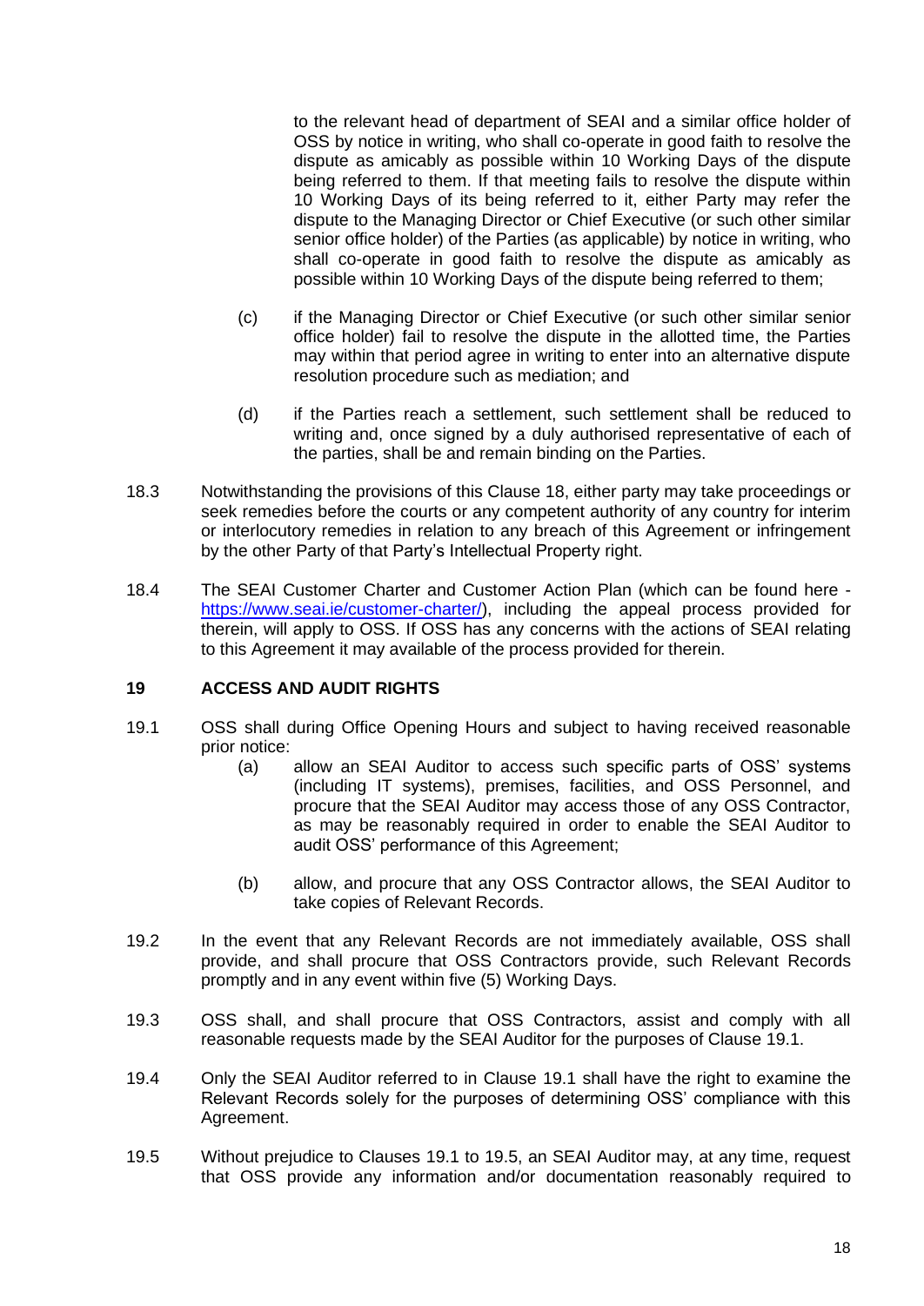to the relevant head of department of SEAI and a similar office holder of OSS by notice in writing, who shall co-operate in good faith to resolve the dispute as amicably as possible within 10 Working Days of the dispute being referred to them. If that meeting fails to resolve the dispute within 10 Working Days of its being referred to it, either Party may refer the dispute to the Managing Director or Chief Executive (or such other similar senior office holder) of the Parties (as applicable) by notice in writing, who shall co-operate in good faith to resolve the dispute as amicably as possible within 10 Working Days of the dispute being referred to them;

(c) if the Managing Director or Chief Executive (or such other similar senior office holder) fail to resolve the dispute in the allotted time, the Parties may within that period agree in writing to enter into an alternative dispute resolution procedure such as mediation; and

(d) if the Parties reach a settlement, such settlement shall be reduced to writing and, once signed by a duly authorised representative of each of the parties, shall be and remain binding on the Parties.

18.3 Notwithstanding the provisions of this Clause 18, either party may take proceedings or seek remedies before the courts or any competent authority of any country for interim or interlocutory remedies in relation to any breach of this Agreement or infringement by the other Party of that Party's Intellectual Property right.

18.4 The SEAI Customer Charter and Customer Action Plan (which can be found here - [https://www.seai.ie/customer-charter/](https://www.seai.ie/customer-charter/)), including the appeal process provided for therein, will apply to OSS. If OSS has any concerns with the actions of SEAI relating to this Agreement it may available of the process provided for therein.

## 19 ACCESS AND AUDIT RIGHTS

19.1 OSS shall during Office Opening Hours and subject to having received reasonable prior notice:

(a) allow an SEAI Auditor to access such specific parts of OSS' systems (including IT systems), premises, facilities, and OSS Personnel, and procure that the SEAI Auditor may access those of any OSS Contractor, as may be reasonably required in order to enable the SEAI Auditor to audit OSS' performance of this Agreement;

(b) allow, and procure that any OSS Contractor allows, the SEAI Auditor to take copies of Relevant Records.

19.2 In the event that any Relevant Records are not immediately available, OSS shall provide, and shall procure that OSS Contractors provide, such Relevant Records promptly and in any event within five (5) Working Days.

19.3 OSS shall, and shall procure that OSS Contractors, assist and comply with all reasonable requests made by the SEAI Auditor for the purposes of Clause 19.1.

19.4 Only the SEAI Auditor referred to in Clause 19.1 shall have the right to examine the Relevant Records solely for the purposes of determining OSS' compliance with this Agreement.

19.5 Without prejudice to Clauses 19.1 to 19.5, an SEAI Auditor may, at any time, request that OSS provide any information and/or documentation reasonably required to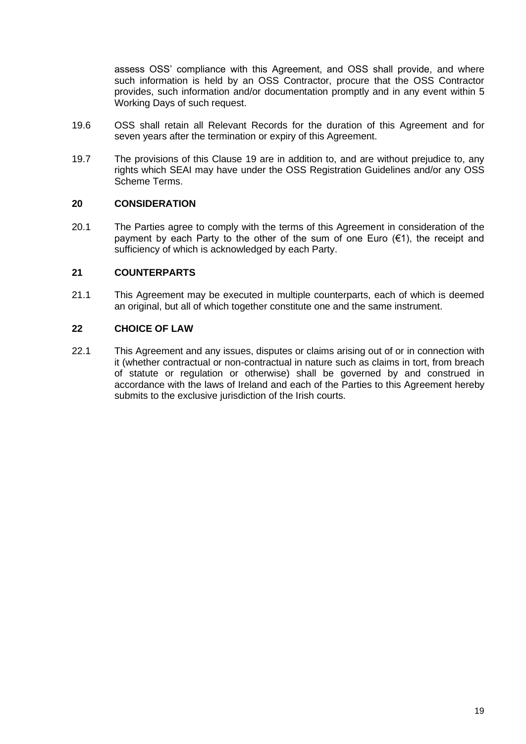assess OSS' compliance with this Agreement, and OSS shall provide, and where such information is held by an OSS Contractor, procure that the OSS Contractor provides, such information and/or documentation promptly and in any event within 5 Working Days of such request.

19.6 OSS shall retain all Relevant Records for the duration of this Agreement and for seven years after the termination or expiry of this Agreement.

19.7 The provisions of this Clause 19 are in addition to, and are without prejudice to, any rights which SEAI may have under the OSS Registration Guidelines and/or any OSS Scheme Terms.

## 20 CONSIDERATION

20.1 The Parties agree to comply with the terms of this Agreement in consideration of the payment by each Party to the other of the sum of one Euro (€1), the receipt and sufficiency of which is acknowledged by each Party.

## 21 COUNTERPARTS

21.1 This Agreement may be executed in multiple counterparts, each of which is deemed an original, but all of which together constitute one and the same instrument.

## 22 CHOICE OF LAW

22.1 This Agreement and any issues, disputes or claims arising out of or in connection with it (whether contractual or non-contractual in nature such as claims in tort, from breach of statute or regulation or otherwise) shall be governed by and construed in accordance with the laws of Ireland and each of the Parties to this Agreement hereby submits to the exclusive jurisdiction of the Irish courts.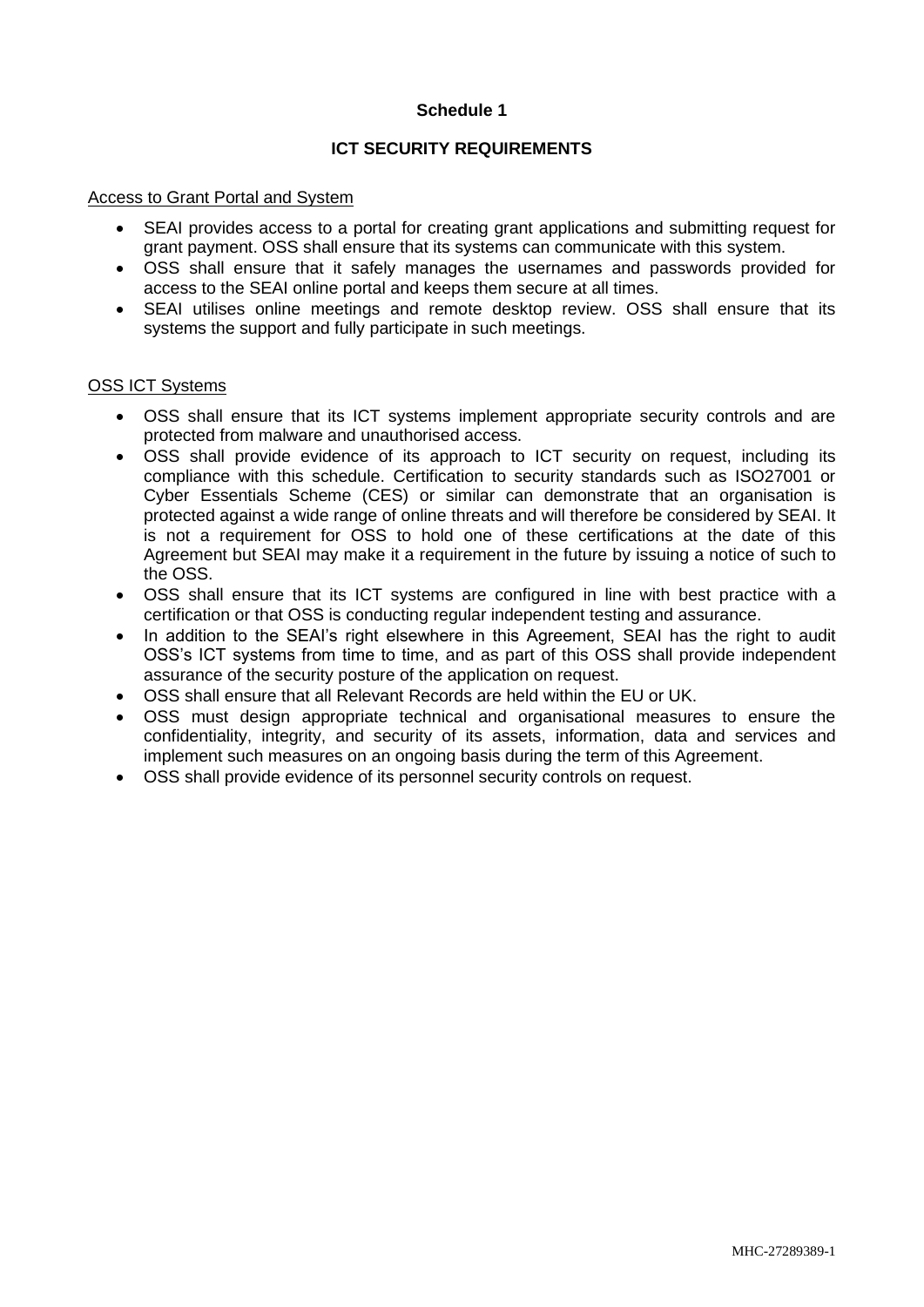**Schedule 1**

**ICT SECURITY REQUIREMENTS**

Access to Grant Portal and System

- SEAI provides access to a portal for creating grant applications and submitting request for grant payment. OSS shall ensure that its systems can communicate with this system.
- OSS shall ensure that it safely manages the usernames and passwords provided for access to the SEAI online portal and keeps them secure at all times.
- SEAI utilises online meetings and remote desktop review. OSS shall ensure that its systems the support and fully participate in such meetings.

OSS ICT Systems

- OSS shall ensure that its ICT systems implement appropriate security controls and are protected from malware and unauthorised access.
- OSS shall provide evidence of its approach to ICT security on request, including its compliance with this schedule. Certification to security standards such as ISO27001 or Cyber Essentials Scheme (CES) or similar can demonstrate that an organisation is protected against a wide range of online threats and will therefore be considered by SEAI. It is not a requirement for OSS to hold one of these certifications at the date of this Agreement but SEAI may make it a requirement in the future by issuing a notice of such to the OSS.
- OSS shall ensure that its ICT systems are configured in line with best practice with a certification or that OSS is conducting regular independent testing and assurance.
- In addition to the SEAI's right elsewhere in this Agreement, SEAI has the right to audit OSS's ICT systems from time to time, and as part of this OSS shall provide independent assurance of the security posture of the application on request.
- OSS shall ensure that all Relevant Records are held within the EU or UK.
- OSS must design appropriate technical and organisational measures to ensure the confidentiality, integrity, and security of its assets, information, data and services and implement such measures on an ongoing basis during the term of this Agreement.
- OSS shall provide evidence of its personnel security controls on request.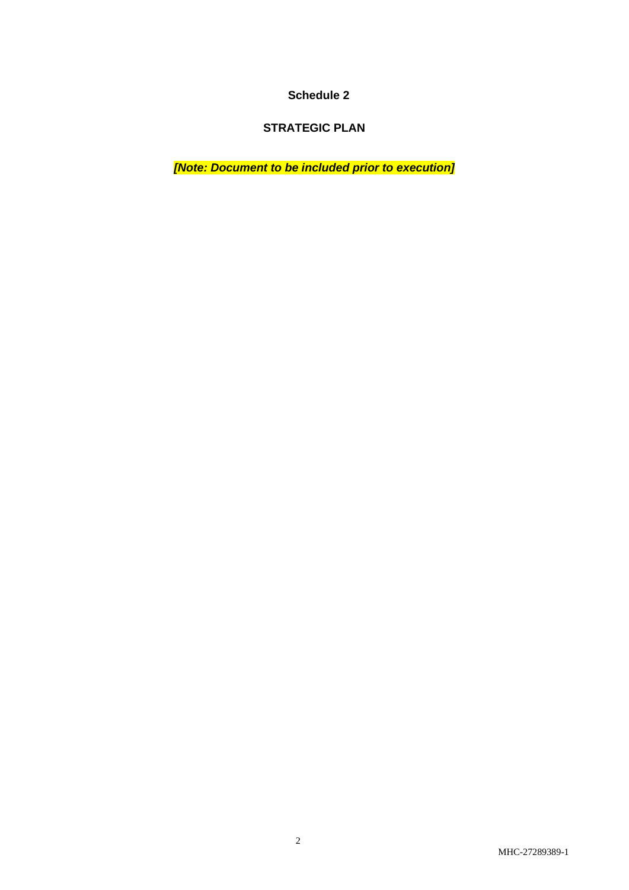# Schedule 2

## STRATEGIC PLAN

***[Note: Document to be included prior to execution]***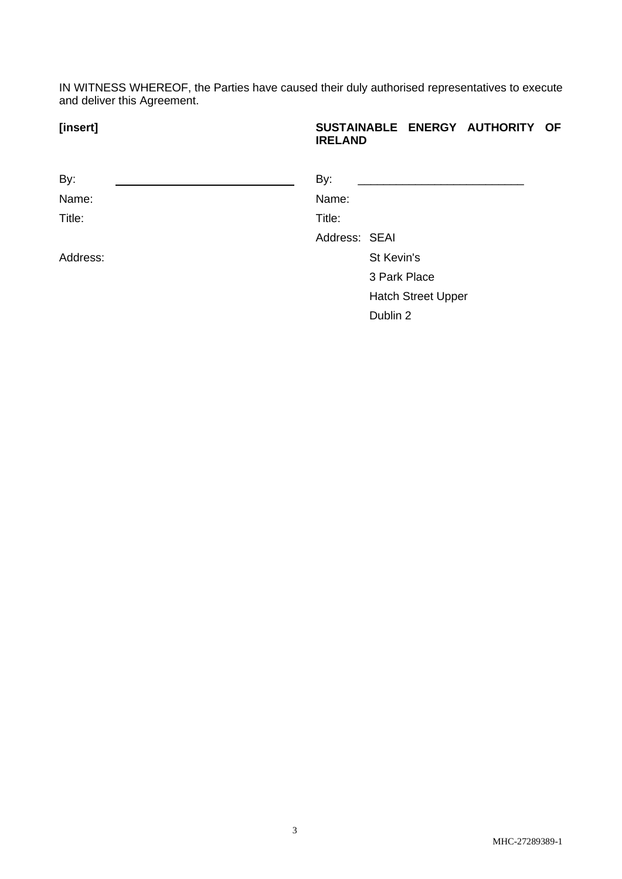IN WITNESS WHEREOF, the Parties have caused their duly authorised representatives to execute and deliver this Agreement.

| **[insert]** | **SUSTAINABLE ENERGY AUTHORITY OF IRELAND** |
|---|---|
| By: ______________________________ | By: __________________________ |
| Name: | Name: |
| Title: | Title: |
| | Address: SEAI |
| Address: | St Kevin's |
| | 3 Park Place |
| | Hatch Street Upper |
| | Dublin 2 |

MHC-27289389-1